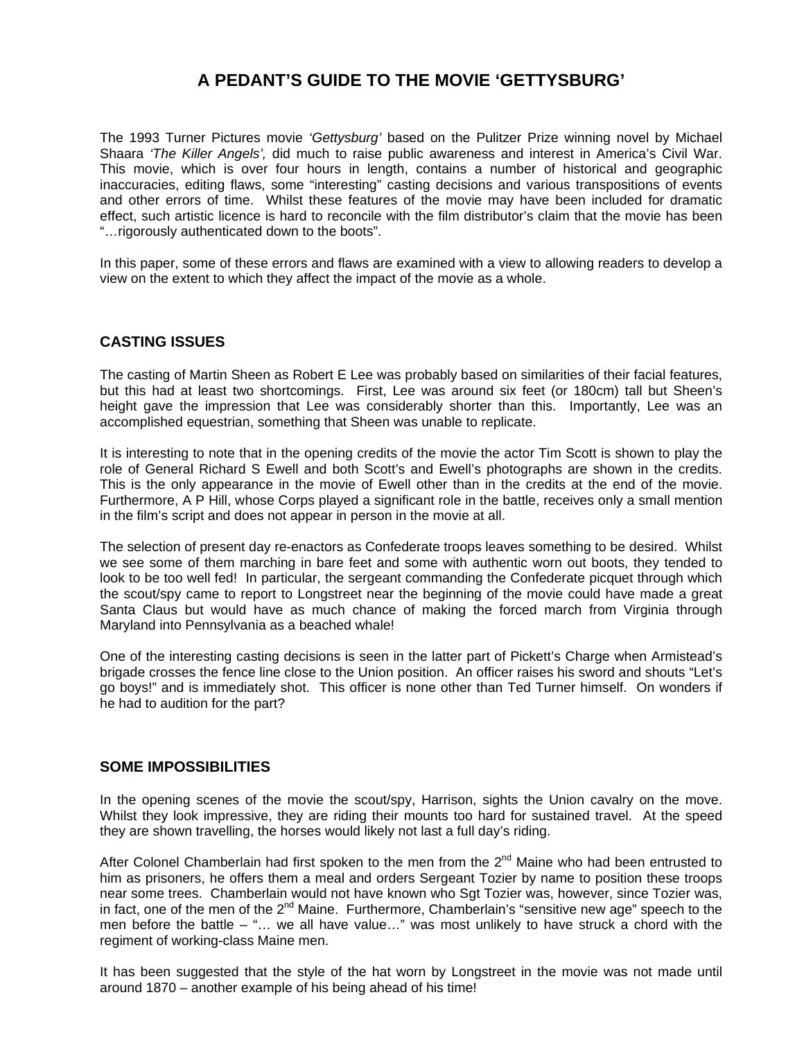# A PEDANT'S GUIDE TO THE MOVIE 'GETTYSBURG'

The 1993 Turner Pictures movie *'Gettysburg'* based on the Pulitzer Prize winning novel by Michael Shaara *'The Killer Angels',* did much to raise public awareness and interest in America's Civil War. This movie, which is over four hours in length, contains a number of historical and geographic inaccuracies, editing flaws, some "interesting" casting decisions and various transpositions of events and other errors of time. Whilst these features of the movie may have been included for dramatic effect, such artistic licence is hard to reconcile with the film distributor's claim that the movie has been "…rigorously authenticated down to the boots".

In this paper, some of these errors and flaws are examined with a view to allowing readers to develop a view on the extent to which they affect the impact of the movie as a whole.

## CASTING ISSUES

The casting of Martin Sheen as Robert E Lee was probably based on similarities of their facial features, but this had at least two shortcomings. First, Lee was around six feet (or 180cm) tall but Sheen's height gave the impression that Lee was considerably shorter than this. Importantly, Lee was an accomplished equestrian, something that Sheen was unable to replicate.

It is interesting to note that in the opening credits of the movie the actor Tim Scott is shown to play the role of General Richard S Ewell and both Scott's and Ewell's photographs are shown in the credits. This is the only appearance in the movie of Ewell other than in the credits at the end of the movie. Furthermore, A P Hill, whose Corps played a significant role in the battle, receives only a small mention in the film's script and does not appear in person in the movie at all.

The selection of present day re-enactors as Confederate troops leaves something to be desired. Whilst we see some of them marching in bare feet and some with authentic worn out boots, they tended to look to be too well fed! In particular, the sergeant commanding the Confederate picquet through which the scout/spy came to report to Longstreet near the beginning of the movie could have made a great Santa Claus but would have as much chance of making the forced march from Virginia through Maryland into Pennsylvania as a beached whale!

One of the interesting casting decisions is seen in the latter part of Pickett's Charge when Armistead's brigade crosses the fence line close to the Union position. An officer raises his sword and shouts "Let's go boys!" and is immediately shot. This officer is none other than Ted Turner himself. On wonders if he had to audition for the part?

## SOME IMPOSSIBILITIES

In the opening scenes of the movie the scout/spy, Harrison, sights the Union cavalry on the move. Whilst they look impressive, they are riding their mounts too hard for sustained travel. At the speed they are shown travelling, the horses would likely not last a full day's riding.

After Colonel Chamberlain had first spoken to the men from the 2nd Maine who had been entrusted to him as prisoners, he offers them a meal and orders Sergeant Tozier by name to position these troops near some trees. Chamberlain would not have known who Sgt Tozier was, however, since Tozier was, in fact, one of the men of the 2nd Maine. Furthermore, Chamberlain's "sensitive new age" speech to the men before the battle – "… we all have value…" was most unlikely to have struck a chord with the regiment of working-class Maine men.

It has been suggested that the style of the hat worn by Longstreet in the movie was not made until around 1870 – another example of his being ahead of his time!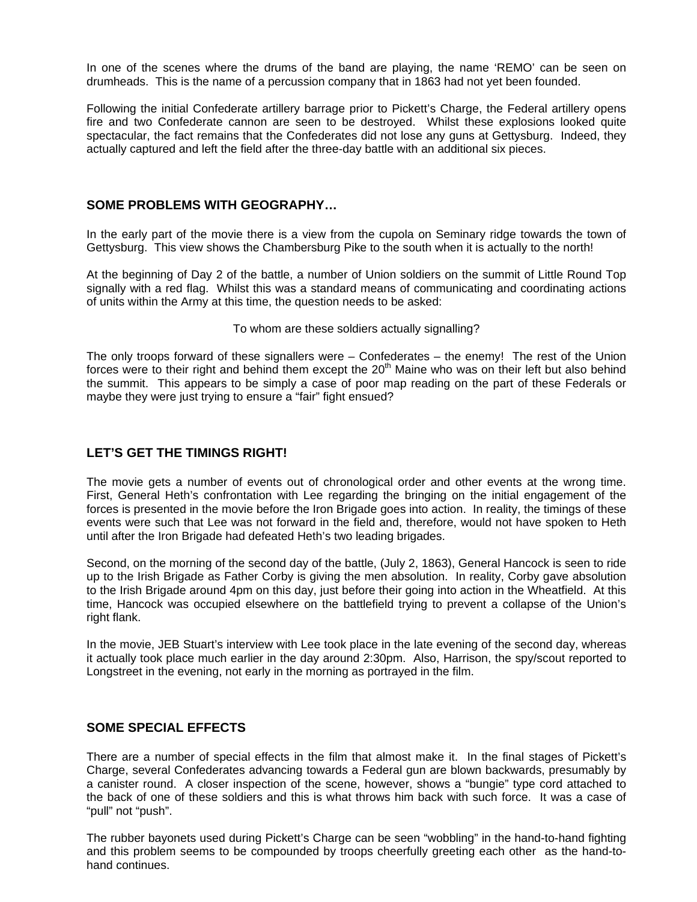In one of the scenes where the drums of the band are playing, the name 'REMO' can be seen on drumheads. This is the name of a percussion company that in 1863 had not yet been founded.

Following the initial Confederate artillery barrage prior to Pickett's Charge, the Federal artillery opens fire and two Confederate cannon are seen to be destroyed. Whilst these explosions looked quite spectacular, the fact remains that the Confederates did not lose any guns at Gettysburg. Indeed, they actually captured and left the field after the three-day battle with an additional six pieces.

## SOME PROBLEMS WITH GEOGRAPHY…

In the early part of the movie there is a view from the cupola on Seminary ridge towards the town of Gettysburg. This view shows the Chambersburg Pike to the south when it is actually to the north!

At the beginning of Day 2 of the battle, a number of Union soldiers on the summit of Little Round Top signally with a red flag. Whilst this was a standard means of communicating and coordinating actions of units within the Army at this time, the question needs to be asked:

To whom are these soldiers actually signalling?

The only troops forward of these signallers were – Confederates – the enemy! The rest of the Union forces were to their right and behind them except the 20th Maine who was on their left but also behind the summit. This appears to be simply a case of poor map reading on the part of these Federals or maybe they were just trying to ensure a "fair" fight ensued?

## LET'S GET THE TIMINGS RIGHT!

The movie gets a number of events out of chronological order and other events at the wrong time. First, General Heth's confrontation with Lee regarding the bringing on the initial engagement of the forces is presented in the movie before the Iron Brigade goes into action. In reality, the timings of these events were such that Lee was not forward in the field and, therefore, would not have spoken to Heth until after the Iron Brigade had defeated Heth's two leading brigades.

Second, on the morning of the second day of the battle, (July 2, 1863), General Hancock is seen to ride up to the Irish Brigade as Father Corby is giving the men absolution. In reality, Corby gave absolution to the Irish Brigade around 4pm on this day, just before their going into action in the Wheatfield. At this time, Hancock was occupied elsewhere on the battlefield trying to prevent a collapse of the Union's right flank.

In the movie, JEB Stuart's interview with Lee took place in the late evening of the second day, whereas it actually took place much earlier in the day around 2:30pm. Also, Harrison, the spy/scout reported to Longstreet in the evening, not early in the morning as portrayed in the film.

## SOME SPECIAL EFFECTS

There are a number of special effects in the film that almost make it. In the final stages of Pickett's Charge, several Confederates advancing towards a Federal gun are blown backwards, presumably by a canister round. A closer inspection of the scene, however, shows a "bungie" type cord attached to the back of one of these soldiers and this is what throws him back with such force. It was a case of "pull" not "push".

The rubber bayonets used during Pickett's Charge can be seen "wobbling" in the hand-to-hand fighting and this problem seems to be compounded by troops cheerfully greeting each other as the hand-to-hand continues.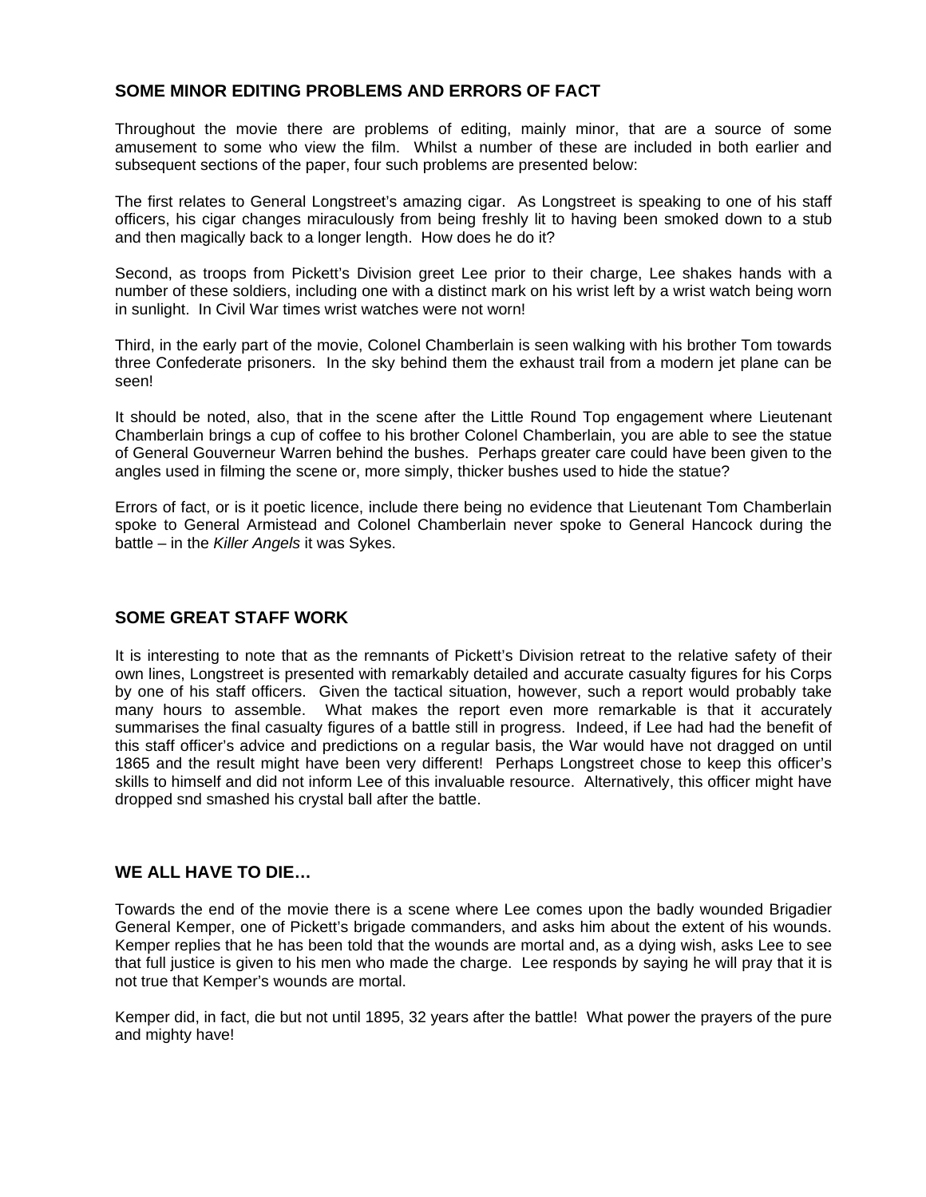## SOME MINOR EDITING PROBLEMS AND ERRORS OF FACT

Throughout the movie there are problems of editing, mainly minor, that are a source of some amusement to some who view the film. Whilst a number of these are included in both earlier and subsequent sections of the paper, four such problems are presented below:

The first relates to General Longstreet's amazing cigar. As Longstreet is speaking to one of his staff officers, his cigar changes miraculously from being freshly lit to having been smoked down to a stub and then magically back to a longer length. How does he do it?

Second, as troops from Pickett's Division greet Lee prior to their charge, Lee shakes hands with a number of these soldiers, including one with a distinct mark on his wrist left by a wrist watch being worn in sunlight. In Civil War times wrist watches were not worn!

Third, in the early part of the movie, Colonel Chamberlain is seen walking with his brother Tom towards three Confederate prisoners. In the sky behind them the exhaust trail from a modern jet plane can be seen!

It should be noted, also, that in the scene after the Little Round Top engagement where Lieutenant Chamberlain brings a cup of coffee to his brother Colonel Chamberlain, you are able to see the statue of General Gouverneur Warren behind the bushes. Perhaps greater care could have been given to the angles used in filming the scene or, more simply, thicker bushes used to hide the statue?

Errors of fact, or is it poetic licence, include there being no evidence that Lieutenant Tom Chamberlain spoke to General Armistead and Colonel Chamberlain never spoke to General Hancock during the battle – in the *Killer Angels* it was Sykes.

## SOME GREAT STAFF WORK

It is interesting to note that as the remnants of Pickett's Division retreat to the relative safety of their own lines, Longstreet is presented with remarkably detailed and accurate casualty figures for his Corps by one of his staff officers. Given the tactical situation, however, such a report would probably take many hours to assemble. What makes the report even more remarkable is that it accurately summarises the final casualty figures of a battle still in progress. Indeed, if Lee had had the benefit of this staff officer's advice and predictions on a regular basis, the War would have not dragged on until 1865 and the result might have been very different! Perhaps Longstreet chose to keep this officer's skills to himself and did not inform Lee of this invaluable resource. Alternatively, this officer might have dropped snd smashed his crystal ball after the battle.

## WE ALL HAVE TO DIE…

Towards the end of the movie there is a scene where Lee comes upon the badly wounded Brigadier General Kemper, one of Pickett's brigade commanders, and asks him about the extent of his wounds. Kemper replies that he has been told that the wounds are mortal and, as a dying wish, asks Lee to see that full justice is given to his men who made the charge. Lee responds by saying he will pray that it is not true that Kemper's wounds are mortal.

Kemper did, in fact, die but not until 1895, 32 years after the battle! What power the prayers of the pure and mighty have!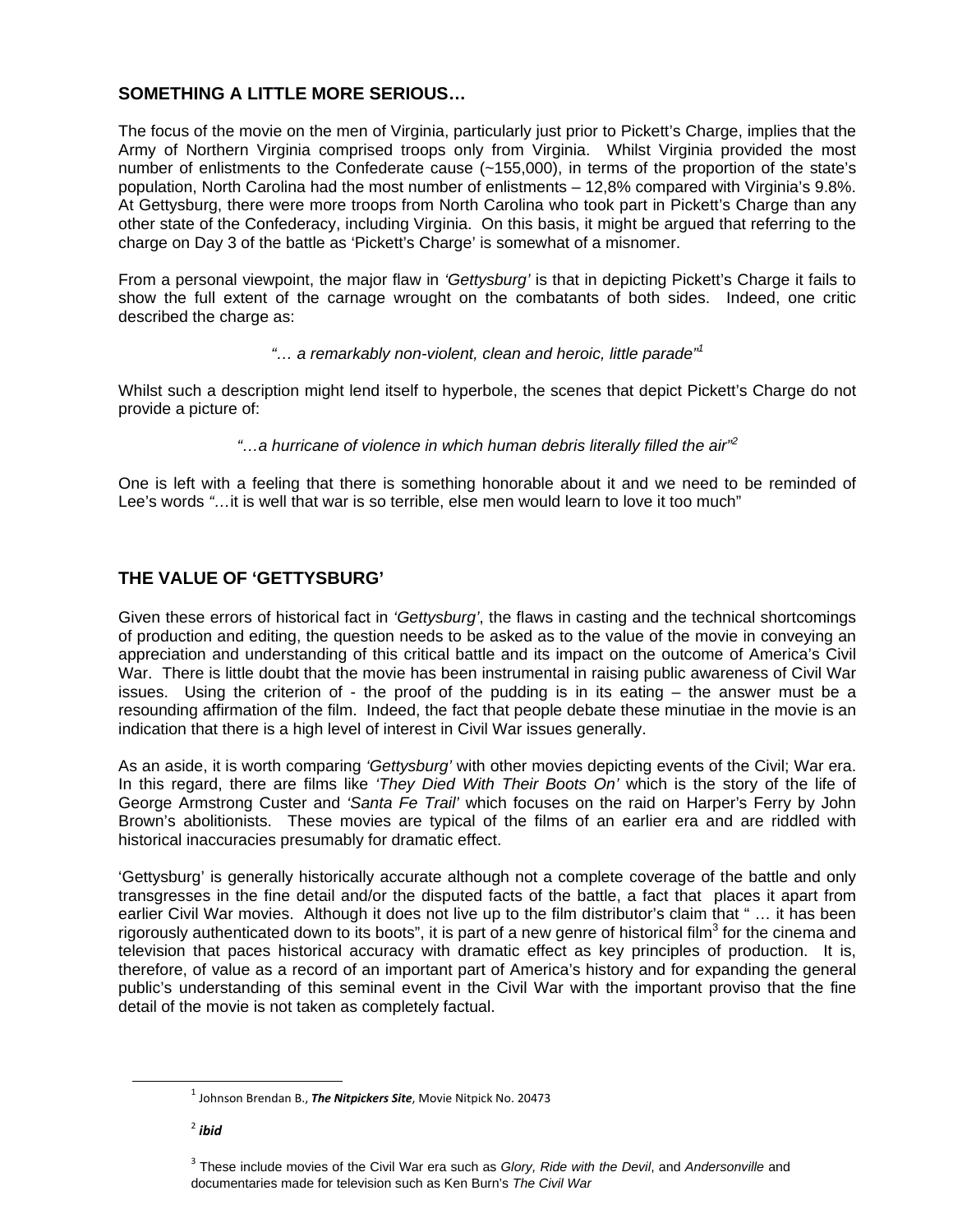## SOMETHING A LITTLE MORE SERIOUS…

The focus of the movie on the men of Virginia, particularly just prior to Pickett's Charge, implies that the Army of Northern Virginia comprised troops only from Virginia. Whilst Virginia provided the most number of enlistments to the Confederate cause (~155,000), in terms of the proportion of the state's population, North Carolina had the most number of enlistments – 12,8% compared with Virginia's 9.8%. At Gettysburg, there were more troops from North Carolina who took part in Pickett's Charge than any other state of the Confederacy, including Virginia. On this basis, it might be argued that referring to the charge on Day 3 of the battle as 'Pickett's Charge' is somewhat of a misnomer.

From a personal viewpoint, the major flaw in *'Gettysburg'* is that in depicting Pickett's Charge it fails to show the full extent of the carnage wrought on the combatants of both sides. Indeed, one critic described the charge as:

*"… a remarkably non-violent, clean and heroic, little parade"*[1]

Whilst such a description might lend itself to hyperbole, the scenes that depict Pickett's Charge do not provide a picture of:

*"…a hurricane of violence in which human debris literally filled the air"*[2]

One is left with a feeling that there is something honorable about it and we need to be reminded of Lee's words *"…*it is well that war is so terrible, else men would learn to love it too much"

## THE VALUE OF 'GETTYSBURG'

Given these errors of historical fact in *'Gettysburg'*, the flaws in casting and the technical shortcomings of production and editing, the question needs to be asked as to the value of the movie in conveying an appreciation and understanding of this critical battle and its impact on the outcome of America's Civil War. There is little doubt that the movie has been instrumental in raising public awareness of Civil War issues. Using the criterion of - the proof of the pudding is in its eating – the answer must be a resounding affirmation of the film. Indeed, the fact that people debate these minutiae in the movie is an indication that there is a high level of interest in Civil War issues generally.

As an aside, it is worth comparing *'Gettysburg'* with other movies depicting events of the Civil; War era. In this regard, there are films like *'They Died With Their Boots On'* which is the story of the life of George Armstrong Custer and *'Santa Fe Trail'* which focuses on the raid on Harper's Ferry by John Brown's abolitionists. These movies are typical of the films of an earlier era and are riddled with historical inaccuracies presumably for dramatic effect.

'Gettysburg' is generally historically accurate although not a complete coverage of the battle and only transgresses in the fine detail and/or the disputed facts of the battle, a fact that places it apart from earlier Civil War movies. Although it does not live up to the film distributor's claim that " … it has been rigorously authenticated down to its boots", it is part of a new genre of historical film[3] for the cinema and television that paces historical accuracy with dramatic effect as key principles of production. It is, therefore, of value as a record of an important part of America's history and for expanding the general public's understanding of this seminal event in the Civil War with the important proviso that the fine detail of the movie is not taken as completely factual.

[1] Johnson Brendan B., ***The Nitpickers Site***, Movie Nitpick No. 20473

[2] ***ibid***

[3] These include movies of the Civil War era such as *Glory, Ride with the Devil*, and *Andersonville* and documentaries made for television such as Ken Burn's *The Civil War*